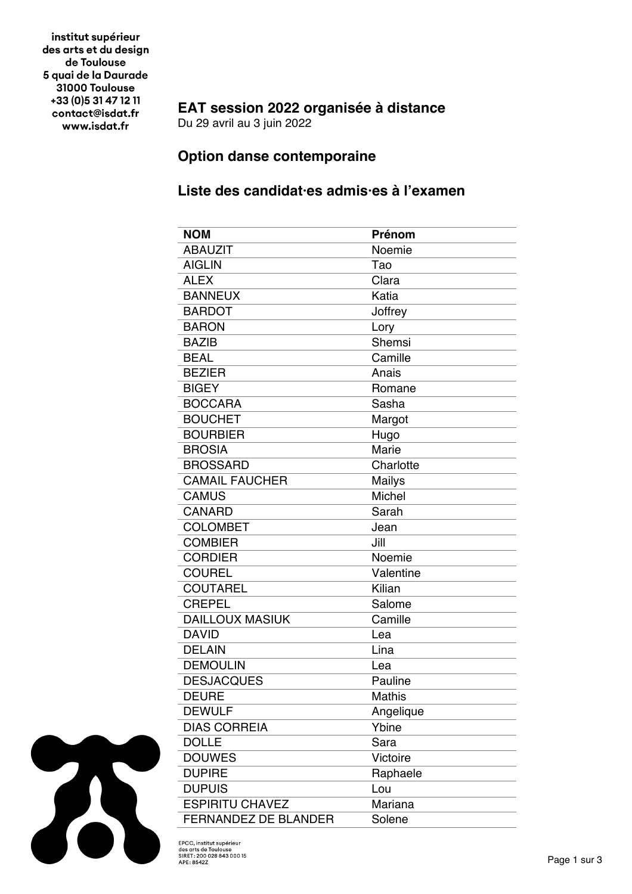institut supérieur
des arts et du design
de Toulouse
5 quai de la Daurade
31000 Toulouse
+33 (0)5 31 47 12 11
contact@isdat.fr
www.isdat.fr

## EAT session 2022 organisée à distance

Du 29 avril au 3 juin 2022

## Option danse contemporaine

## Liste des candidat·es admis·es à l'examen

| NOM | Prénom |
|---|---|
| ABAUZIT | Noemie |
| AIGLIN | Tao |
| ALEX | Clara |
| BANNEUX | Katia |
| BARDOT | Joffrey |
| BARON | Lory |
| BAZIB | Shemsi |
| BEAL | Camille |
| BEZIER | Anais |
| BIGEY | Romane |
| BOCCARA | Sasha |
| BOUCHET | Margot |
| BOURBIER | Hugo |
| BROSIA | Marie |
| BROSSARD | Charlotte |
| CAMAIL FAUCHER | Mailys |
| CAMUS | Michel |
| CANARD | Sarah |
| COLOMBET | Jean |
| COMBIER | Jill |
| CORDIER | Noemie |
| COUREL | Valentine |
| COUTAREL | Kilian |
| CREPEL | Salome |
| DAILLOUX MASIUK | Camille |
| DAVID | Lea |
| DELAIN | Lina |
| DEMOULIN | Lea |
| DESJACQUES | Pauline |
| DEURE | Mathis |
| DEWULF | Angelique |
| DIAS CORREIA | Ybine |
| DOLLE | Sara |
| DOUWES | Victoire |
| DUPIRE | Raphaele |
| DUPUIS | Lou |
| ESPIRITU CHAVEZ | Mariana |
| FERNANDEZ DE BLANDER | Solene |

EPCC, institut supérieur
des arts de Toulouse
SIRET : 200 028 843 000 15
APE : 8542Z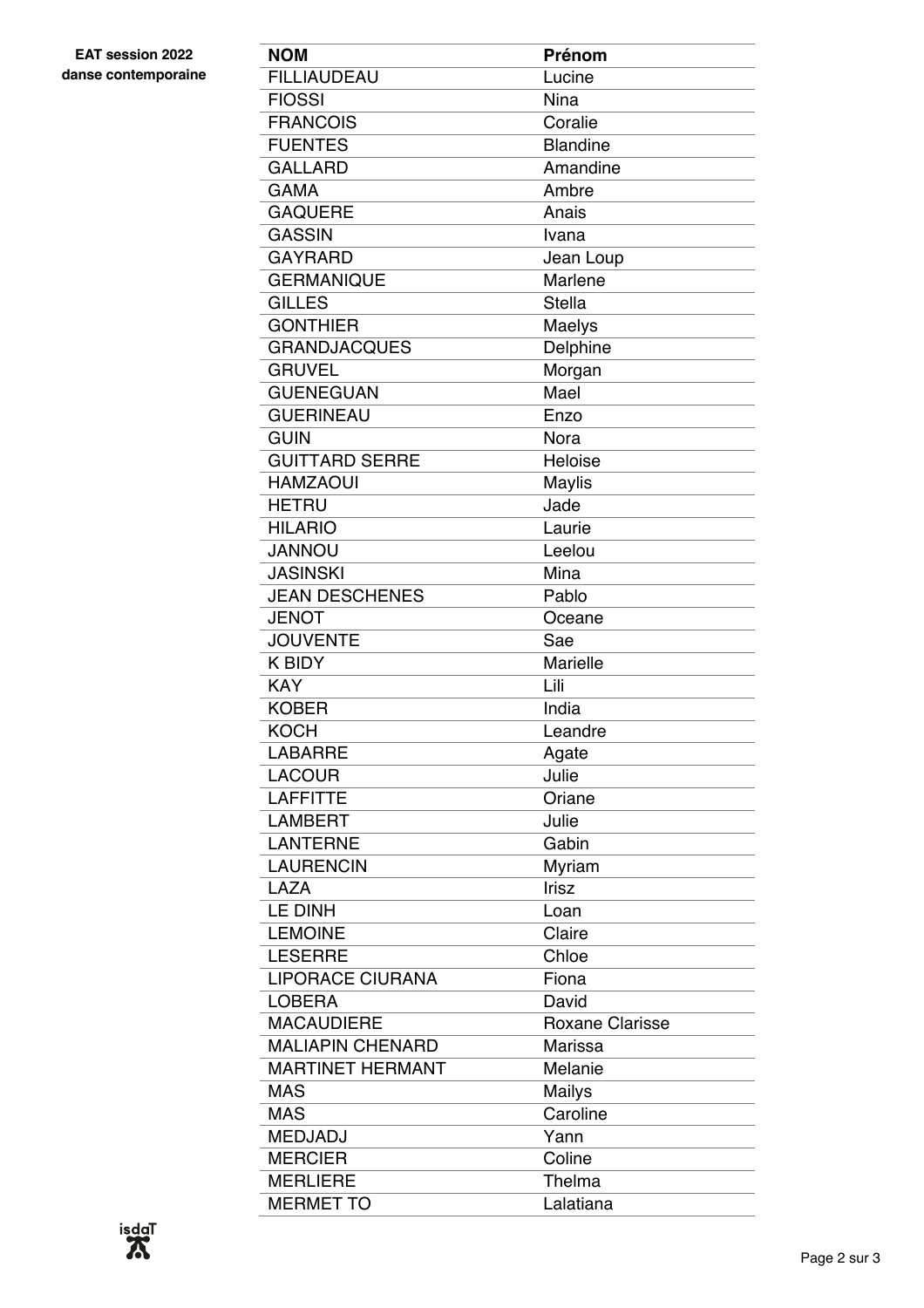**EAT session 2022**
**danse contemporaine**

| NOM | Prénom |
|---|---|
| FILLIAUDEAU | Lucine |
| FIOSSI | Nina |
| FRANCOIS | Coralie |
| FUENTES | Blandine |
| GALLARD | Amandine |
| GAMA | Ambre |
| GAQUERE | Anais |
| GASSIN | Ivana |
| GAYRARD | Jean Loup |
| GERMANIQUE | Marlene |
| GILLES | Stella |
| GONTHIER | Maelys |
| GRANDJACQUES | Delphine |
| GRUVEL | Morgan |
| GUENEGUAN | Mael |
| GUERINEAU | Enzo |
| GUIN | Nora |
| GUITTARD SERRE | Heloise |
| HAMZAOUI | Maylis |
| HETRU | Jade |
| HILARIO | Laurie |
| JANNOU | Leelou |
| JASINSKI | Mina |
| JEAN DESCHENES | Pablo |
| JENOT | Oceane |
| JOUVENTE | Sae |
| K BIDY | Marielle |
| KAY | Lili |
| KOBER | India |
| KOCH | Leandre |
| LABARRE | Agate |
| LACOUR | Julie |
| LAFFITTE | Oriane |
| LAMBERT | Julie |
| LANTERNE | Gabin |
| LAURENCIN | Myriam |
| LAZA | Irisz |
| LE DINH | Loan |
| LEMOINE | Claire |
| LESERRE | Chloe |
| LIPORACE CIURANA | Fiona |
| LOBERA | David |
| MACAUDIERE | Roxane Clarisse |
| MALIAPIN CHENARD | Marissa |
| MARTINET HERMANT | Melanie |
| MAS | Mailys |
| MAS | Caroline |
| MEDJADJ | Yann |
| MERCIER | Coline |
| MERLIERE | Thelma |
| MERMET TO | Lalatiana |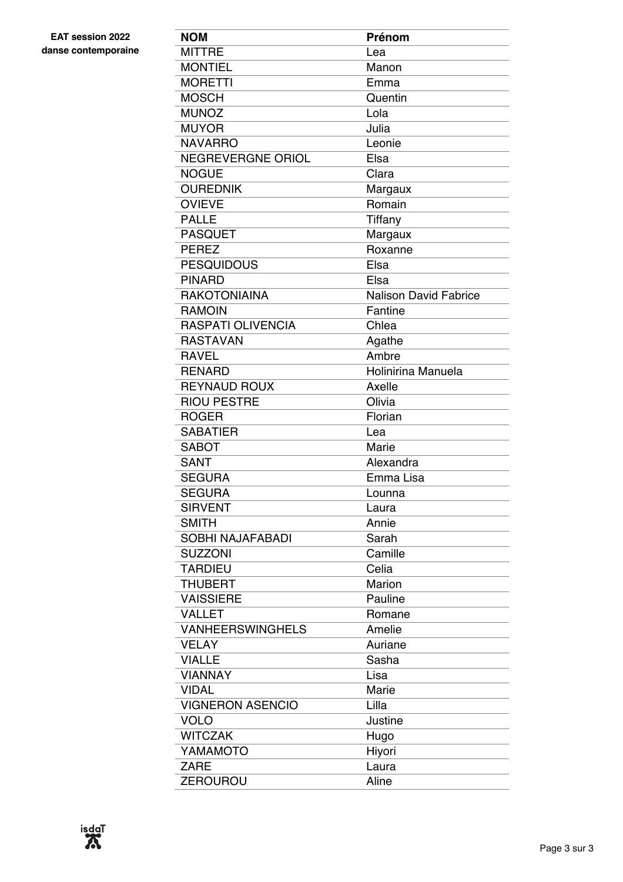**EAT session 2022**
**danse contemporaine**

| NOM | Prénom |
|---|---|
| MITTRE | Lea |
| MONTIEL | Manon |
| MORETTI | Emma |
| MOSCH | Quentin |
| MUNOZ | Lola |
| MUYOR | Julia |
| NAVARRO | Leonie |
| NEGREVERGNE ORIOL | Elsa |
| NOGUE | Clara |
| OUREDNIK | Margaux |
| OVIEVE | Romain |
| PALLE | Tiffany |
| PASQUET | Margaux |
| PEREZ | Roxanne |
| PESQUIDOUS | Elsa |
| PINARD | Elsa |
| RAKOTONIAINA | Nalison David Fabrice |
| RAMOIN | Fantine |
| RASPATI OLIVENCIA | Chlea |
| RASTAVAN | Agathe |
| RAVEL | Ambre |
| RENARD | Holinirina Manuela |
| REYNAUD ROUX | Axelle |
| RIOU PESTRE | Olivia |
| ROGER | Florian |
| SABATIER | Lea |
| SABOT | Marie |
| SANT | Alexandra |
| SEGURA | Emma Lisa |
| SEGURA | Lounna |
| SIRVENT | Laura |
| SMITH | Annie |
| SOBHI NAJAFABADI | Sarah |
| SUZZONI | Camille |
| TARDIEU | Celia |
| THUBERT | Marion |
| VAISSIERE | Pauline |
| VALLET | Romane |
| VANHEERSWINGHELS | Amelie |
| VELAY | Auriane |
| VIALLE | Sasha |
| VIANNAY | Lisa |
| VIDAL | Marie |
| VIGNERON ASENCIO | Lilla |
| VOLO | Justine |
| WITCZAK | Hugo |
| YAMAMOTO | Hiyori |
| ZARE | Laura |
| ZEROUROU | Aline |

isdaT